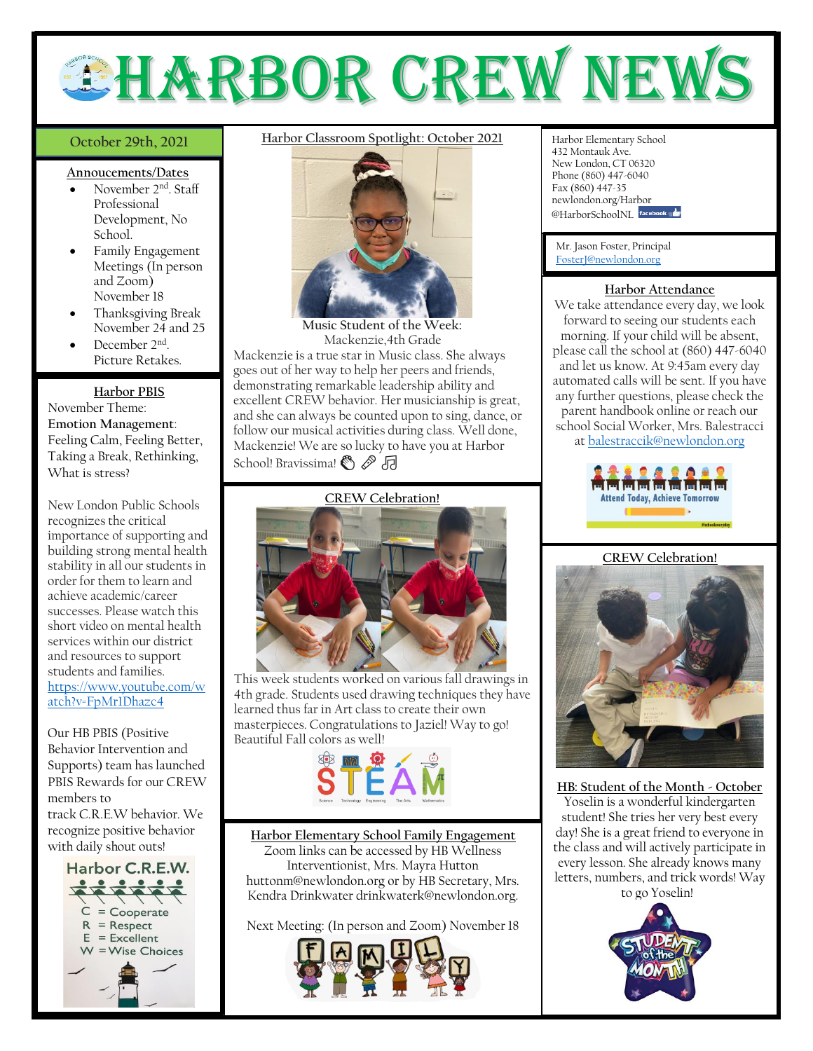# HARBOR CREW NEWS

**October 29th, 2021**

## Annoucements/Dates

- November 2nd. Staff Professional Development, No School.
- Family Engagement Meetings (In person and Zoom) November 18
- Thanksgiving Break November 24 and 25
- December 2nd. Picture Retakes.

## Harbor PBIS

November Theme:
**Emotion Management**: Feeling Calm, Feeling Better, Taking a Break, Rethinking, What is stress?

New London Public Schools recognizes the critical importance of supporting and building strong mental health stability in all our students in order for them to learn and achieve academic/career successes. Please watch this short video on mental health services within our district and resources to support students and families. https://www.youtube.com/watch?v=FpMr1Dhazc4

Our HB PBIS (Positive Behavior Intervention and Supports) team has launched PBIS Rewards for our CREW members to track C.R.E.W behavior. We recognize positive behavior with daily shout outs!

Harbor C.R.E.W.
C = Cooperate
R = Respect
E = Excellent
W = Wise Choices

## Harbor Classroom Spotlight: October 2021

**Music Student of the Week:**
Mackenzie,4th Grade

Mackenzie is a true star in Music class. She always goes out of her way to help her peers and friends, demonstrating remarkable leadership ability and excellent CREW behavior. Her musicianship is great, and she can always be counted upon to sing, dance, or follow our musical activities during class. Well done, Mackenzie! We are so lucky to have you at Harbor School! Bravissima! 👏 🖉 ♫

## CREW Celebration!

This week students worked on various fall drawings in 4th grade. Students used drawing techniques they have learned thus far in Art class to create their own masterpieces. Congratulations to Jaziel! Way to go! Beautiful Fall colors as well!

## Harbor Elementary School Family Engagement

Zoom links can be accessed by HB Wellness Interventionist, Mrs. Mayra Hutton huttonm@newlondon.org or by HB Secretary, Mrs. Kendra Drinkwater drinkwaterk@newlondon.org.

Next Meeting: (In person and Zoom) November 18

Harbor Elementary School
432 Montauk Ave.
New London, CT 06320
Phone (860) 447-6040
Fax (860) 447-35
newlondon.org/Harbor
@HarborSchoolNL

Mr. Jason Foster, Principal
FosterJ@newlondon.org

## Harbor Attendance

We take attendance every day, we look forward to seeing our students each morning. If your child will be absent, please call the school at (860) 447-6040 and let us know. At 9:45am every day automated calls will be sent. If you have any further questions, please check the parent handbook online or reach our school Social Worker, Mrs. Balestracci at balestraccik@newlondon.org

Attend Today, Achieve Tomorrow

## CREW Celebration!

## HB: Student of the Month - October

Yoselin is a wonderful kindergarten student! She tries her very best every day! She is a great friend to everyone in the class and will actively participate in every lesson. She already knows many letters, numbers, and trick words! Way to go Yoselin!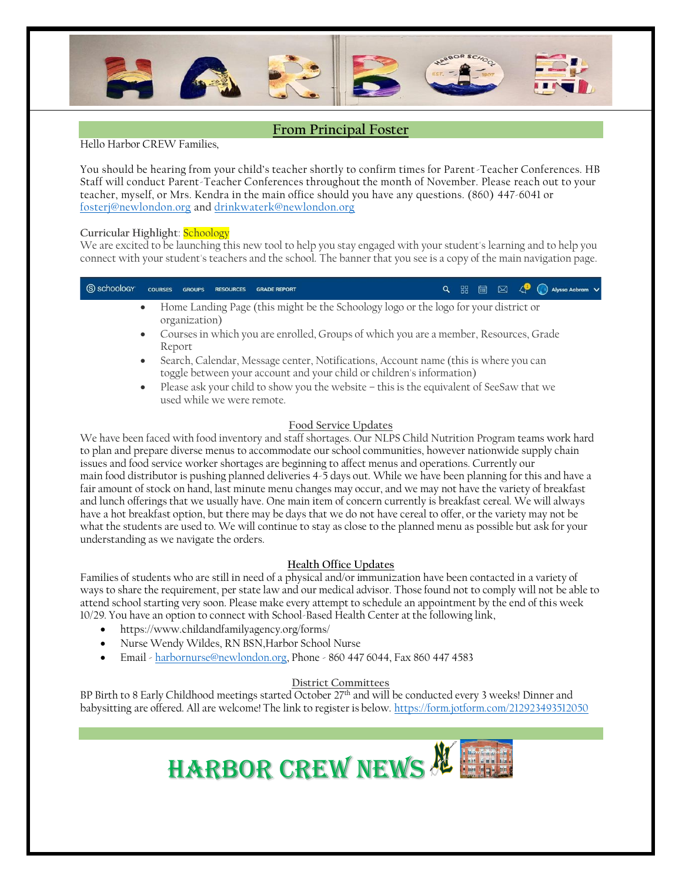## From Principal Foster

Hello Harbor CREW Families,

You should be hearing from your child's teacher shortly to confirm times for Parent-Teacher Conferences. HB Staff will conduct Parent-Teacher Conferences throughout the month of November. Please reach out to your teacher, myself, or Mrs. Kendra in the main office should you have any questions. (860) 447-6041 or fosterj@newlondon.org and drinkwaterk@newlondon.org

**Curricular Highlight**: Schoology

We are excited to be launching this new tool to help you stay engaged with your student's learning and to help you connect with your student's teachers and the school. The banner that you see is a copy of the main navigation page.

schoology COURSES GROUPS RESOURCES GRADE REPORT Alyssa Acbram

- Home Landing Page (this might be the Schoology logo or the logo for your district or organization)
- Courses in which you are enrolled, Groups of which you are a member, Resources, Grade Report
- Search, Calendar, Message center, Notifications, Account name (this is where you can toggle between your account and your child or children's information)
- Please ask your child to show you the website – this is the equivalent of SeeSaw that we used while we were remote.

### Food Service Updates

We have been faced with food inventory and staff shortages. Our NLPS Child Nutrition Program teams work hard to plan and prepare diverse menus to accommodate our school communities, however nationwide supply chain issues and food service worker shortages are beginning to affect menus and operations. Currently our main food distributor is pushing planned deliveries 4-5 days out. While we have been planning for this and have a fair amount of stock on hand, last minute menu changes may occur, and we may not have the variety of breakfast and lunch offerings that we usually have. One main item of concern currently is breakfast cereal. We will always have a hot breakfast option, but there may be days that we do not have cereal to offer, or the variety may not be what the students are used to. We will continue to stay as close to the planned menu as possible but ask for your understanding as we navigate the orders.

### Health Office Updates

Families of students who are still in need of a physical and/or immunization have been contacted in a variety of ways to share the requirement, per state law and our medical advisor. Those found not to comply will not be able to attend school starting very soon. Please make every attempt to schedule an appointment by the end of this week 10/29. You have an option to connect with School-Based Health Center at the following link,

- https://www.childandfamilyagency.org/forms/
- Nurse Wendy Wildes, RN BSN,Harbor School Nurse
- Email - harbornurse@newlondon.org, Phone - 860 447 6044, Fax 860 447 4583

### District Committees

BP Birth to 8 Early Childhood meetings started October 27th and will be conducted every 3 weeks! Dinner and babysitting are offered. All are welcome! The link to register is below. https://form.jotform.com/212923493512050

**HARBOR CREW NEWS**